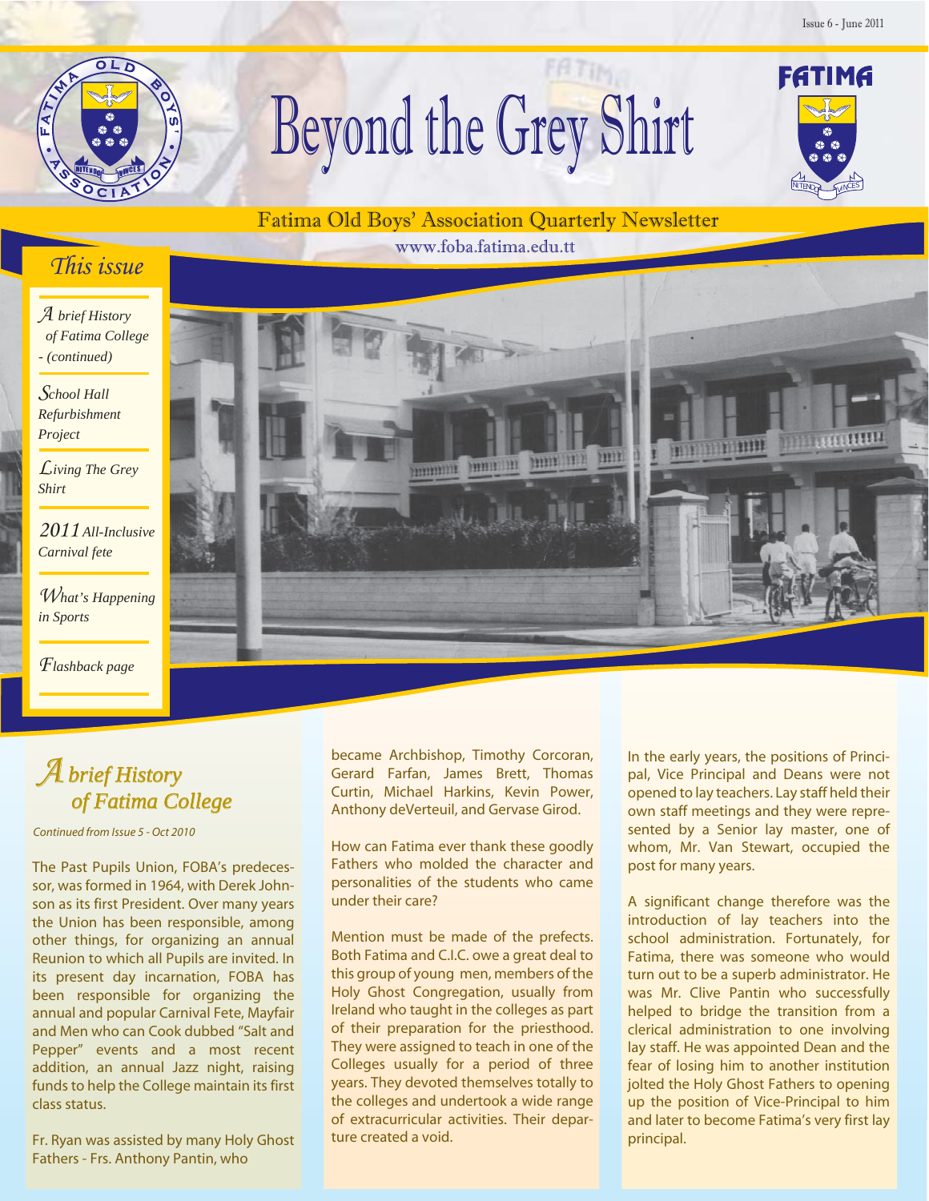# Beyond the Grey Shirt

Fatima Old Boys' Association Quarterly Newsletter

www.foba.fatima.edu.tt

## This issue

- *A brief History of Fatima College - (continued)*
- *School Hall Refurbishment Project*
- *Living The Grey Shirt*
- *2011 All-Inclusive Carnival fete*
- *What's Happening in Sports*
- *Flashback page*

## A brief History of Fatima College

*Continued from Issue 5 - Oct 2010*

The Past Pupils Union, FOBA's predecessor, was formed in 1964, with Derek Johnson as its first President. Over many years the Union has been responsible, among other things, for organizing an annual Reunion to which all Pupils are invited. In its present day incarnation, FOBA has been responsible for organizing the annual and popular Carnival Fete, Mayfair and Men who can Cook dubbed "Salt and Pepper" events and a most recent addition, an annual Jazz night, raising funds to help the College maintain its first class status.

Fr. Ryan was assisted by many Holy Ghost Fathers - Frs. Anthony Pantin, who became Archbishop, Timothy Corcoran, Gerard Farfan, James Brett, Thomas Curtin, Michael Harkins, Kevin Power, Anthony deVerteuil, and Gervase Girod.

How can Fatima ever thank these goodly Fathers who molded the character and personalities of the students who came under their care?

Mention must be made of the prefects. Both Fatima and C.I.C. owe a great deal to this group of young men, members of the Holy Ghost Congregation, usually from Ireland who taught in the colleges as part of their preparation for the priesthood. They were assigned to teach in one of the Colleges usually for a period of three years. They devoted themselves totally to the colleges and undertook a wide range of extracurricular activities. Their departure created a void.

In the early years, the positions of Principal, Vice Principal and Deans were not opened to lay teachers. Lay staff held their own staff meetings and they were represented by a Senior lay master, one of whom, Mr. Van Stewart, occupied the post for many years.

A significant change therefore was the introduction of lay teachers into the school administration. Fortunately, for Fatima, there was someone who would turn out to be a superb administrator. He was Mr. Clive Pantin who successfully helped to bridge the transition from a clerical administration to one involving lay staff. He was appointed Dean and the fear of losing him to another institution jolted the Holy Ghost Fathers to opening up the position of Vice-Principal to him and later to become Fatima's very first lay principal.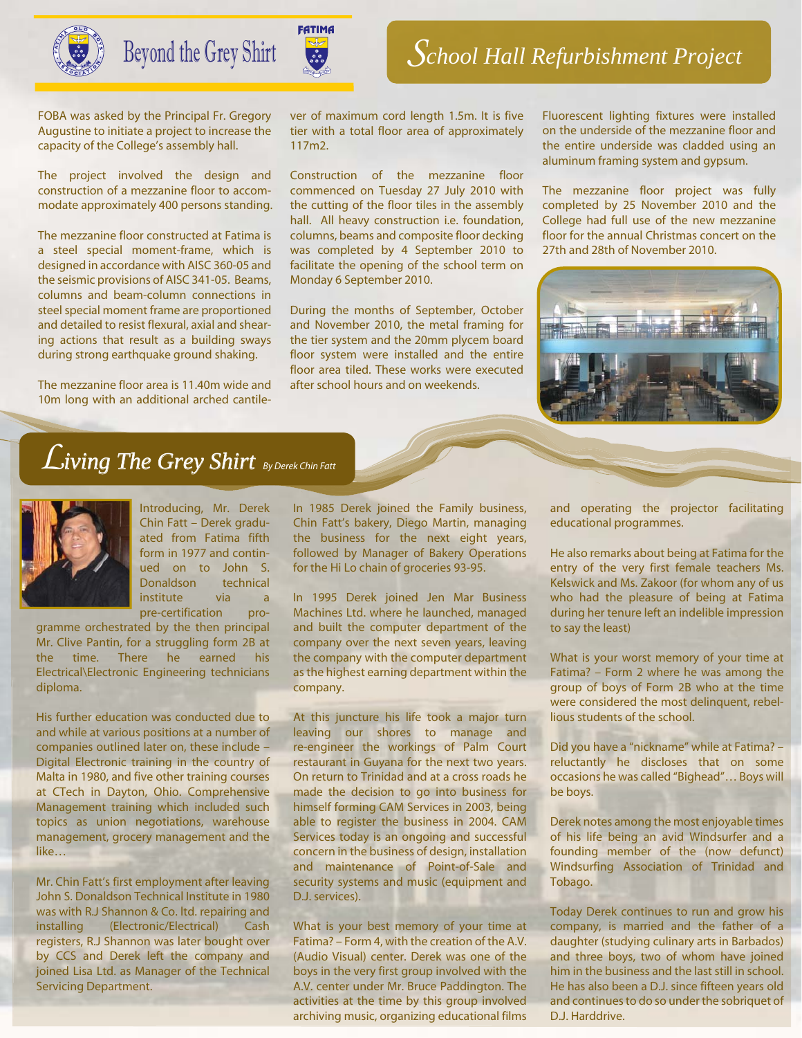# School Hall Refurbishment Project

FOBA was asked by the Principal Fr. Gregory Augustine to initiate a project to increase the capacity of the College's assembly hall.

The project involved the design and construction of a mezzanine floor to accommodate approximately 400 persons standing.

The mezzanine floor constructed at Fatima is a steel special moment-frame, which is designed in accordance with AISC 360-05 and the seismic provisions of AISC 341-05. Beams, columns and beam-column connections in steel special moment frame are proportioned and detailed to resist flexural, axial and shearing actions that result as a building sways during strong earthquake ground shaking.

The mezzanine floor area is 11.40m wide and 10m long with an additional arched cantilever of maximum cord length 1.5m. It is five tier with a total floor area of approximately 117m2.

Construction of the mezzanine floor commenced on Tuesday 27 July 2010 with the cutting of the floor tiles in the assembly hall. All heavy construction i.e. foundation, columns, beams and composite floor decking was completed by 4 September 2010 to facilitate the opening of the school term on Monday 6 September 2010.

During the months of September, October and November 2010, the metal framing for the tier system and the 20mm plycem board floor system were installed and the entire floor area tiled. These works were executed after school hours and on weekends.

Fluorescent lighting fixtures were installed on the underside of the mezzanine floor and the entire underside was cladded using an aluminum framing system and gypsum.

The mezzanine floor project was fully completed by 25 November 2010 and the College had full use of the new mezzanine floor for the annual Christmas concert on the 27th and 28th of November 2010.

# Living The Grey Shirt *By Derek Chin Fatt*

Introducing, Mr. Derek Chin Fatt – Derek graduated from Fatima fifth form in 1977 and continued on to John S. Donaldson technical institute via a pre-certification programme orchestrated by the then principal Mr. Clive Pantin, for a struggling form 2B at the time. There he earned his Electrical\Electronic Engineering technicians diploma.

His further education was conducted due to and while at various positions at a number of companies outlined later on, these include – Digital Electronic training in the country of Malta in 1980, and five other training courses at CTech in Dayton, Ohio. Comprehensive Management training which included such topics as union negotiations, warehouse management, grocery management and the like…

Mr. Chin Fatt's first employment after leaving John S. Donaldson Technical Institute in 1980 was with R.J Shannon & Co. ltd. repairing and installing (Electronic/Electrical) Cash registers, R.J Shannon was later bought over by CCS and Derek left the company and joined Lisa Ltd. as Manager of the Technical Servicing Department.

In 1985 Derek joined the Family business, Chin Fatt's bakery, Diego Martin, managing the business for the next eight years, followed by Manager of Bakery Operations for the Hi Lo chain of groceries 93-95.

In 1995 Derek joined Jen Mar Business Machines Ltd. where he launched, managed and built the computer department of the company over the next seven years, leaving the company with the computer department as the highest earning department within the company.

At this juncture his life took a major turn leaving our shores to manage and re-engineer the workings of Palm Court restaurant in Guyana for the next two years. On return to Trinidad and at a cross roads he made the decision to go into business for himself forming CAM Services in 2003, being able to register the business in 2004. CAM Services today is an ongoing and successful concern in the business of design, installation and maintenance of Point-of-Sale and security systems and music (equipment and D.J. services).

What is your best memory of your time at Fatima? – Form 4, with the creation of the A.V. (Audio Visual) center. Derek was one of the boys in the very first group involved with the A.V. center under Mr. Bruce Paddington. The activities at the time by this group involved archiving music, organizing educational films and operating the projector facilitating educational programmes.

He also remarks about being at Fatima for the entry of the very first female teachers Ms. Kelswick and Ms. Zakoor (for whom any of us who had the pleasure of being at Fatima during her tenure left an indelible impression to say the least)

What is your worst memory of your time at Fatima? – Form 2 where he was among the group of boys of Form 2B who at the time were considered the most delinquent, rebellious students of the school.

Did you have a "nickname" while at Fatima? – reluctantly he discloses that on some occasions he was called "Bighead"… Boys will be boys.

Derek notes among the most enjoyable times of his life being an avid Windsurfer and a founding member of the (now defunct) Windsurfing Association of Trinidad and Tobago.

Today Derek continues to run and grow his company, is married and the father of a daughter (studying culinary arts in Barbados) and three boys, two of whom have joined him in the business and the last still in school. He has also been a D.J. since fifteen years old and continues to do so under the sobriquet of D.J. Harddrive.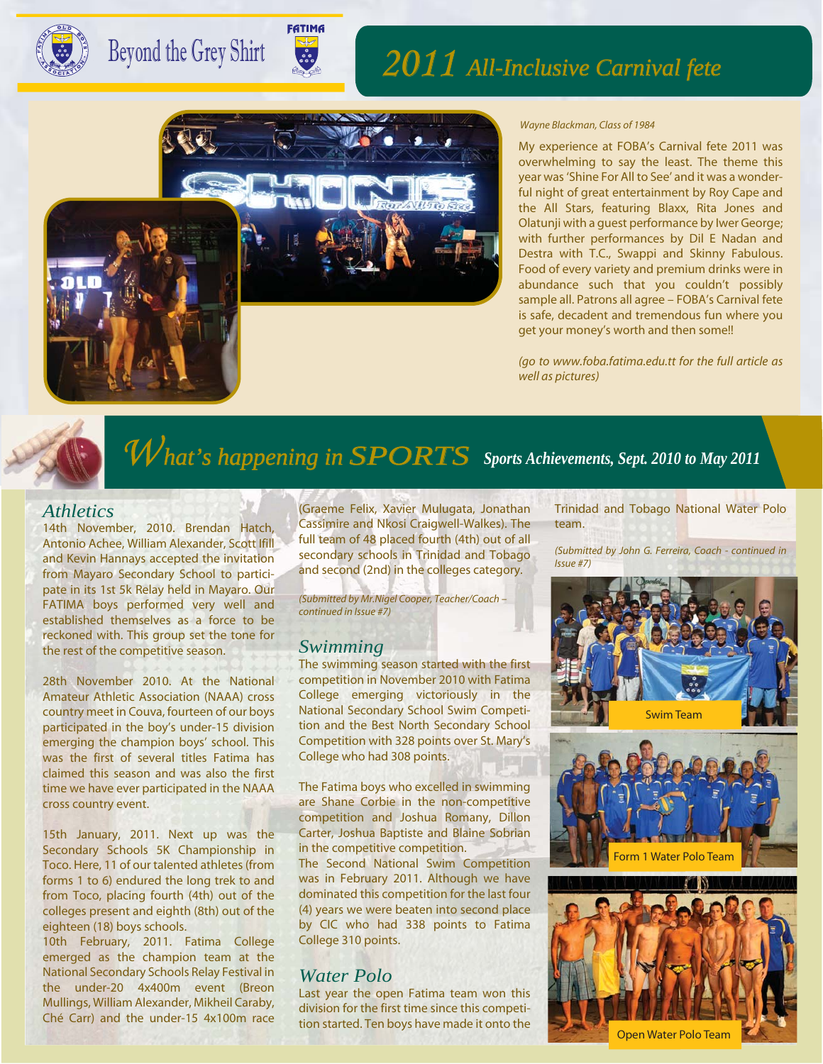# 2011 All-Inclusive Carnival fete

*Wayne Blackman, Class of 1984*

My experience at FOBA's Carnival fete 2011 was overwhelming to say the least. The theme this year was 'Shine For All to See' and it was a wonderful night of great entertainment by Roy Cape and the All Stars, featuring Blaxx, Rita Jones and Olatunji with a guest performance by Iwer George; with further performances by Dil E Nadan and Destra with T.C., Swappi and Skinny Fabulous. Food of every variety and premium drinks were in abundance such that you couldn't possibly sample all. Patrons all agree – FOBA's Carnival fete is safe, decadent and tremendous fun where you get your money's worth and then some!!

*(go to www.foba.fatima.edu.tt for the full article as well as pictures)*

# What's happening in SPORTS

**Sports Achievements, Sept. 2010 to May 2011**

## Athletics

14th November, 2010. Brendan Hatch, Antonio Achee, William Alexander, Scott Ifill and Kevin Hannays accepted the invitation from Mayaro Secondary School to participate in its 1st 5k Relay held in Mayaro. Our FATIMA boys performed very well and established themselves as a force to be reckoned with. This group set the tone for the rest of the competitive season.

28th November 2010. At the National Amateur Athletic Association (NAAA) cross country meet in Couva, fourteen of our boys participated in the boy's under-15 division emerging the champion boys' school. This was the first of several titles Fatima has claimed this season and was also the first time we have ever participated in the NAAA cross country event.

15th January, 2011. Next up was the Secondary Schools 5K Championship in Toco. Here, 11 of our talented athletes (from forms 1 to 6) endured the long trek to and from Toco, placing fourth (4th) out of the colleges present and eighth (8th) out of the eighteen (18) boys schools.

10th February, 2011. Fatima College emerged as the champion team at the National Secondary Schools Relay Festival in the under-20 4x400m event (Breon Mullings, William Alexander, Mikheil Caraby, Ché Carr) and the under-15 4x100m race (Graeme Felix, Xavier Mulugata, Jonathan Cassimire and Nkosi Craigwell-Walkes). The full team of 48 placed fourth (4th) out of all secondary schools in Trinidad and Tobago and second (2nd) in the colleges category.

*(Submitted by Mr.Nigel Cooper, Teacher/Coach – continued in Issue #7)*

## Swimming

The swimming season started with the first competition in November 2010 with Fatima College emerging victoriously in the National Secondary School Swim Competition and the Best North Secondary School Competition with 328 points over St. Mary's College who had 308 points.

The Fatima boys who excelled in swimming are Shane Corbie in the non-competitive competition and Joshua Romany, Dillon Carter, Joshua Baptiste and Blaine Sobrian in the competitive competition.

The Second National Swim Competition was in February 2011. Although we have dominated this competition for the last four (4) years we were beaten into second place by CIC who had 338 points to Fatima College 310 points.

## Water Polo

Last year the open Fatima team won this division for the first time since this competition started. Ten boys have made it onto the Trinidad and Tobago National Water Polo team.

*(Submitted by John G. Ferreira, Coach - continued in Issue #7)*

Swim Team

Form 1 Water Polo Team

Open Water Polo Team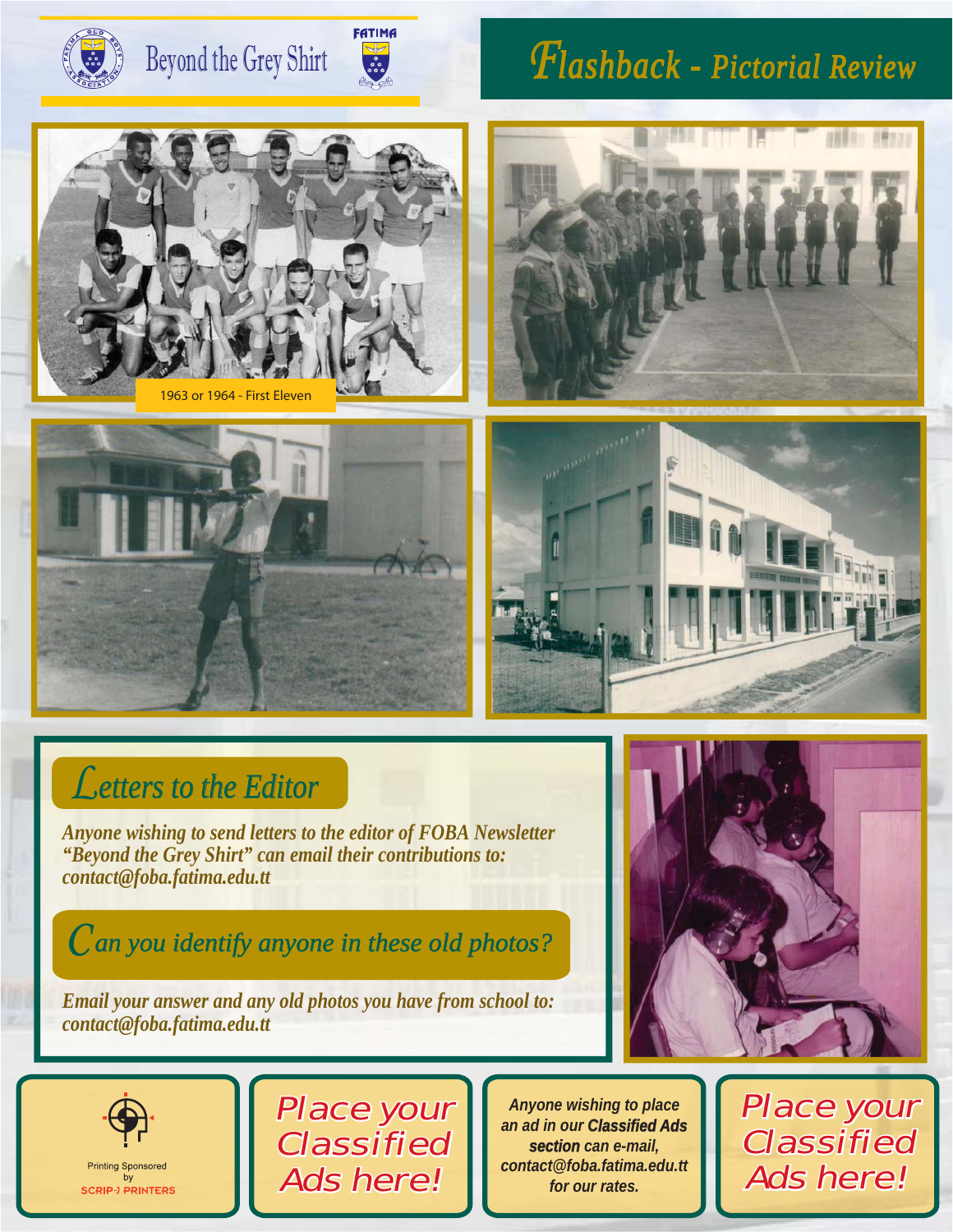Beyond the Grey Shirt

# Flashback - Pictorial Review

1963 or 1964 - First Eleven

## Letters to the Editor

*Anyone wishing to send letters to the editor of FOBA Newsletter "Beyond the Grey Shirt" can email their contributions to: contact@foba.fatima.edu.tt*

## Can you identify anyone in these old photos?

*Email your answer and any old photos you have from school to: contact@foba.fatima.edu.tt*

Printing Sponsored by SCRIP-J PRINTERS

Place your Classified Ads here!

*Anyone wishing to place an ad in our **Classified Ads section** can e-mail, contact@foba.fatima.edu.tt for our rates.*

Place your Classified Ads here!